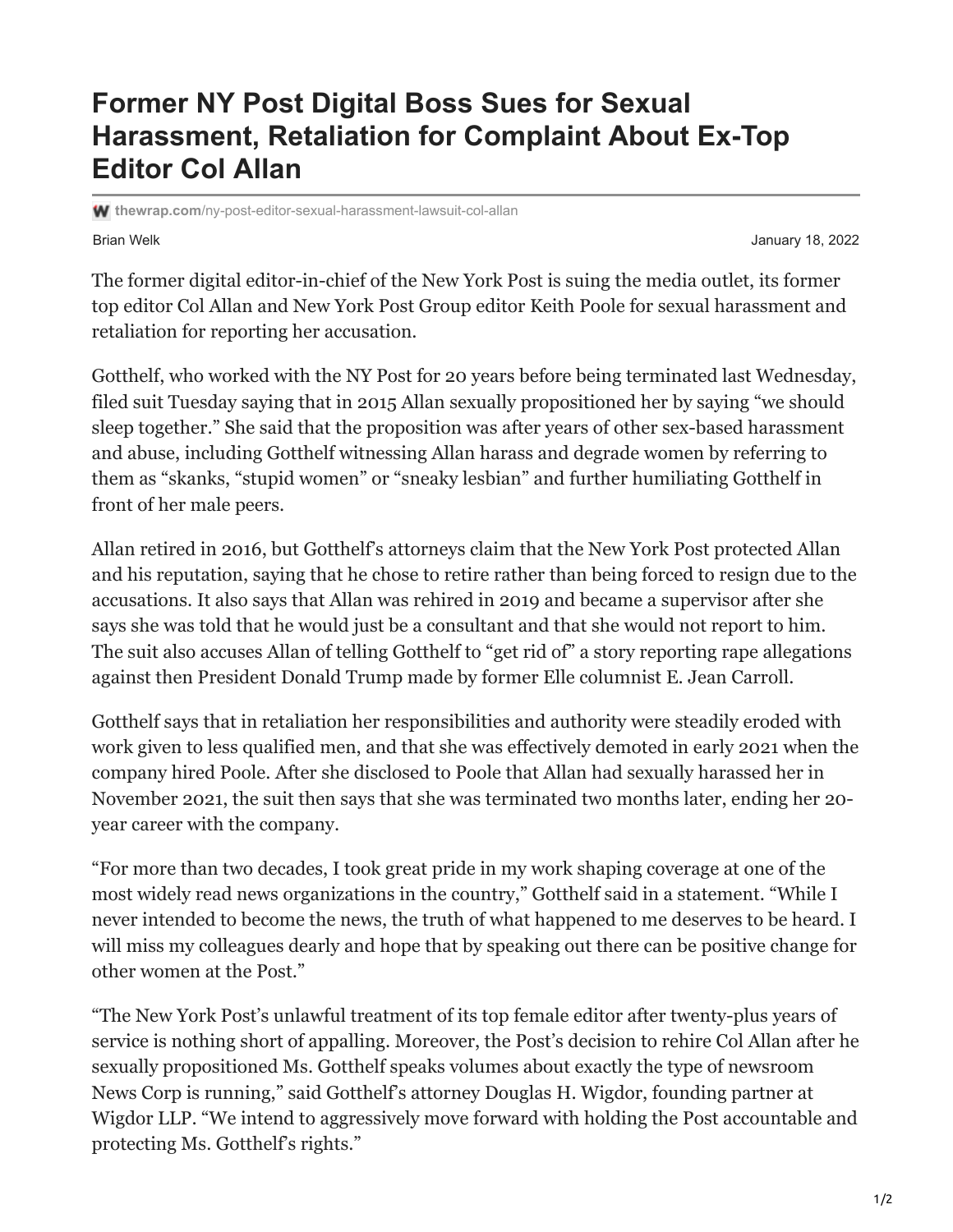# Former NY Post Digital Boss Sues for Sexual Harassment, Retaliation for Complaint About Ex-Top Editor Col Allan

thewrap.com/ny-post-editor-sexual-harassment-lawsuit-col-allan

Brian Welk

January 18, 2022

The former digital editor-in-chief of the New York Post is suing the media outlet, its former top editor Col Allan and New York Post Group editor Keith Poole for sexual harassment and retaliation for reporting her accusation.

Gotthelf, who worked with the NY Post for 20 years before being terminated last Wednesday, filed suit Tuesday saying that in 2015 Allan sexually propositioned her by saying "we should sleep together." She said that the proposition was after years of other sex-based harassment and abuse, including Gotthelf witnessing Allan harass and degrade women by referring to them as "skanks, "stupid women" or "sneaky lesbian" and further humiliating Gotthelf in front of her male peers.

Allan retired in 2016, but Gotthelf's attorneys claim that the New York Post protected Allan and his reputation, saying that he chose to retire rather than being forced to resign due to the accusations. It also says that Allan was rehired in 2019 and became a supervisor after she says she was told that he would just be a consultant and that she would not report to him. The suit also accuses Allan of telling Gotthelf to "get rid of" a story reporting rape allegations against then President Donald Trump made by former Elle columnist E. Jean Carroll.

Gotthelf says that in retaliation her responsibilities and authority were steadily eroded with work given to less qualified men, and that she was effectively demoted in early 2021 when the company hired Poole. After she disclosed to Poole that Allan had sexually harassed her in November 2021, the suit then says that she was terminated two months later, ending her 20-year career with the company.

"For more than two decades, I took great pride in my work shaping coverage at one of the most widely read news organizations in the country," Gotthelf said in a statement. "While I never intended to become the news, the truth of what happened to me deserves to be heard. I will miss my colleagues dearly and hope that by speaking out there can be positive change for other women at the Post."

"The New York Post's unlawful treatment of its top female editor after twenty-plus years of service is nothing short of appalling. Moreover, the Post's decision to rehire Col Allan after he sexually propositioned Ms. Gotthelf speaks volumes about exactly the type of newsroom News Corp is running," said Gotthelf's attorney Douglas H. Wigdor, founding partner at Wigdor LLP. "We intend to aggressively move forward with holding the Post accountable and protecting Ms. Gotthelf's rights."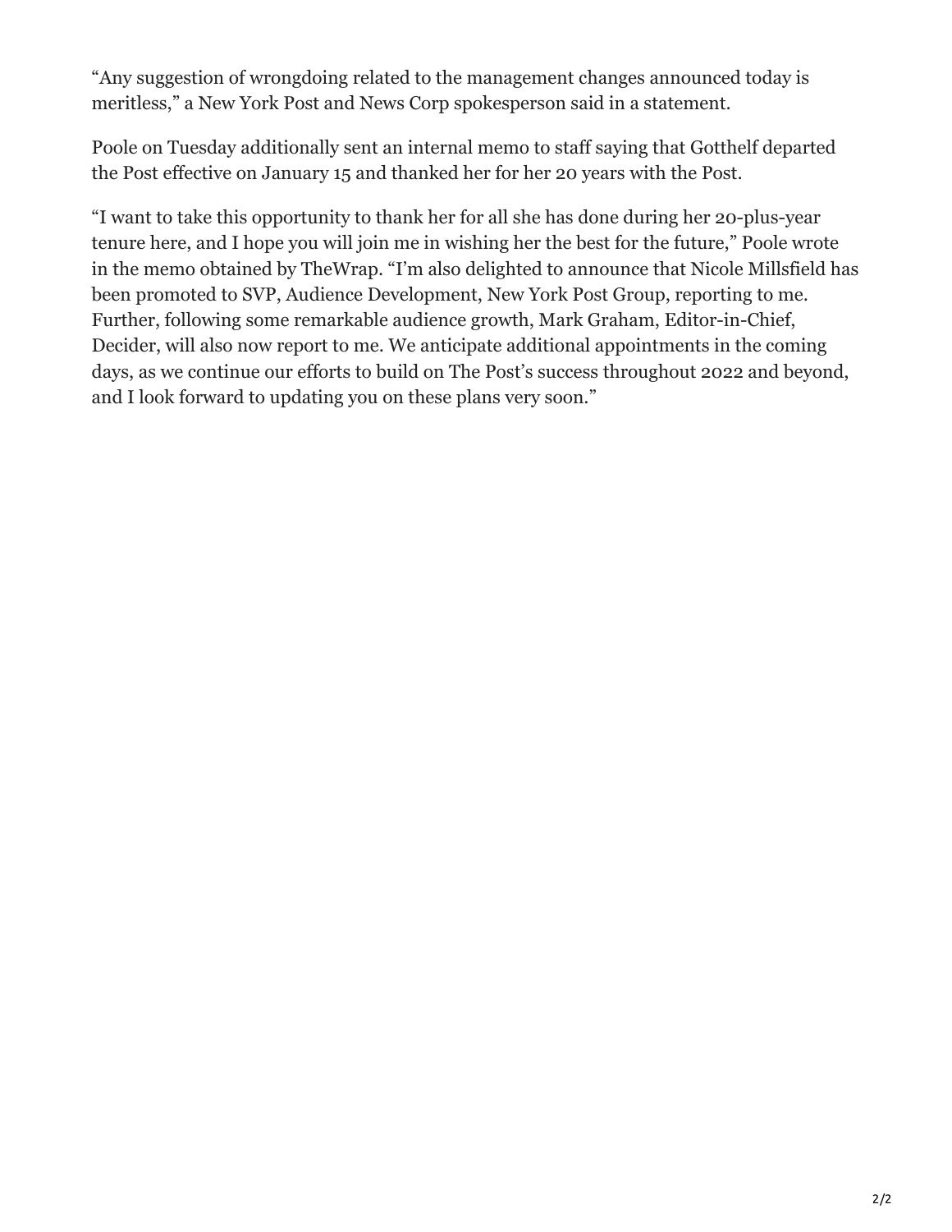"Any suggestion of wrongdoing related to the management changes announced today is meritless," a New York Post and News Corp spokesperson said in a statement.

Poole on Tuesday additionally sent an internal memo to staff saying that Gotthelf departed the Post effective on January 15 and thanked her for her 20 years with the Post.

"I want to take this opportunity to thank her for all she has done during her 20-plus-year tenure here, and I hope you will join me in wishing her the best for the future," Poole wrote in the memo obtained by TheWrap. "I'm also delighted to announce that Nicole Millsfield has been promoted to SVP, Audience Development, New York Post Group, reporting to me. Further, following some remarkable audience growth, Mark Graham, Editor-in-Chief, Decider, will also now report to me. We anticipate additional appointments in the coming days, as we continue our efforts to build on The Post's success throughout 2022 and beyond, and I look forward to updating you on these plans very soon."